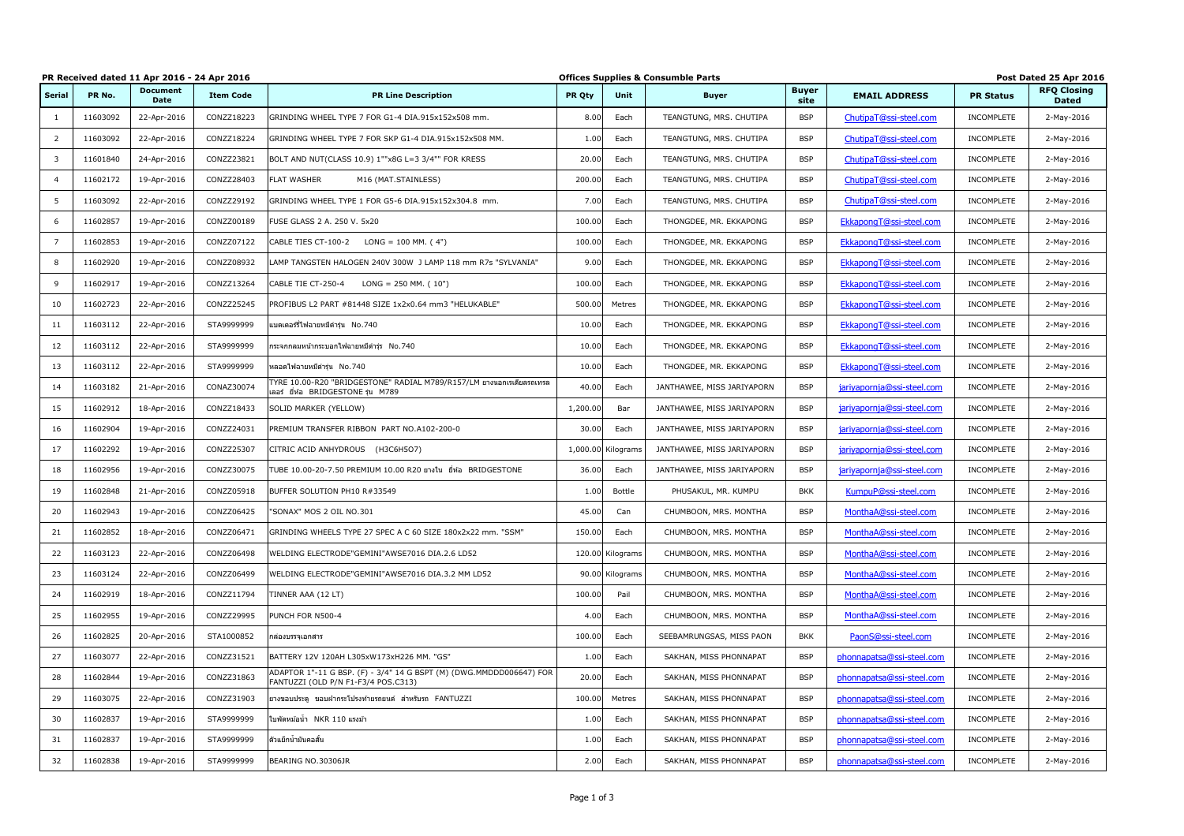PR Received dated 11 Apr 2016 - 24 Apr 2016

Offices Supplies & Consumble Parts

Post Dated 25 Apr 2016

| Serial | PR No. | Document Date | Item Code | PR Line Description | PR Qty | Unit | Buyer | Buyer site | EMAIL ADDRESS | PR Status | RFQ Closing Dated |
|---|---|---|---|---|---|---|---|---|---|---|---|
| 1 | 11603092 | 22-Apr-2016 | CONZZ18223 | GRINDING WHEEL TYPE 7 FOR G1-4 DIA.915x152x508 mm. | 8.00 | Each | TEANGTUNG, MRS. CHUTIPA | BSP | ChutipaT@ssi-steel.com | INCOMPLETE | 2-May-2016 |
| 2 | 11603092 | 22-Apr-2016 | CONZZ18224 | GRINDING WHEEL TYPE 7 FOR SKP G1-4 DIA.915x152x508 MM. | 1.00 | Each | TEANGTUNG, MRS. CHUTIPA | BSP | ChutipaT@ssi-steel.com | INCOMPLETE | 2-May-2016 |
| 3 | 11601840 | 24-Apr-2016 | CONZZ23821 | BOLT AND NUT(CLASS 10.9) 1""x8G L=3 3/4"" FOR KRESS | 20.00 | Each | TEANGTUNG, MRS. CHUTIPA | BSP | ChutipaT@ssi-steel.com | INCOMPLETE | 2-May-2016 |
| 4 | 11602172 | 19-Apr-2016 | CONZZ28403 | FLAT WASHER M16 (MAT.STAINLESS) | 200.00 | Each | TEANGTUNG, MRS. CHUTIPA | BSP | ChutipaT@ssi-steel.com | INCOMPLETE | 2-May-2016 |
| 5 | 11603092 | 22-Apr-2016 | CONZZ29192 | GRINDING WHEEL TYPE 1 FOR G5-6 DIA.915x152x304.8 mm. | 7.00 | Each | TEANGTUNG, MRS. CHUTIPA | BSP | ChutipaT@ssi-steel.com | INCOMPLETE | 2-May-2016 |
| 6 | 11602857 | 19-Apr-2016 | CONZZ00189 | FUSE GLASS 2 A. 250 V. 5x20 | 100.00 | Each | THONGDEE, MR. EKKAPONG | BSP | EkkapongT@ssi-steel.com | INCOMPLETE | 2-May-2016 |
| 7 | 11602853 | 19-Apr-2016 | CONZZ07122 | CABLE TIES CT-100-2 LONG = 100 MM. ( 4") | 100.00 | Each | THONGDEE, MR. EKKAPONG | BSP | EkkapongT@ssi-steel.com | INCOMPLETE | 2-May-2016 |
| 8 | 11602920 | 19-Apr-2016 | CONZZ08932 | LAMP TANGSTEN HALOGEN 240V 300W J LAMP 118 mm R7s "SYLVANIA" | 9.00 | Each | THONGDEE, MR. EKKAPONG | BSP | EkkapongT@ssi-steel.com | INCOMPLETE | 2-May-2016 |
| 9 | 11602917 | 19-Apr-2016 | CONZZ13264 | CABLE TIE CT-250-4 LONG = 250 MM. ( 10") | 100.00 | Each | THONGDEE, MR. EKKAPONG | BSP | EkkapongT@ssi-steel.com | INCOMPLETE | 2-May-2016 |
| 10 | 11602723 | 22-Apr-2016 | CONZZ25245 | PROFIBUS L2 PART #81448 SIZE 1x2x0.64 mm3 "HELUKABLE" | 500.00 | Metres | THONGDEE, MR. EKKAPONG | BSP | EkkapongT@ssi-steel.com | INCOMPLETE | 2-May-2016 |
| 11 | 11603112 | 22-Apr-2016 | STA9999999 | แบตเตอรี่ไฟฉายหมีด่ารุ่น No.740 | 10.00 | Each | THONGDEE, MR. EKKAPONG | BSP | EkkapongT@ssi-steel.com | INCOMPLETE | 2-May-2016 |
| 12 | 11603112 | 22-Apr-2016 | STA9999999 | กระจกกลมหน้ากระบอกไฟฉายหมีด่ารุ่ร No.740 | 10.00 | Each | THONGDEE, MR. EKKAPONG | BSP | EkkapongT@ssi-steel.com | INCOMPLETE | 2-May-2016 |
| 13 | 11603112 | 22-Apr-2016 | STA9999999 | หลอดไฟฉายหมีด่ารุ่น No.740 | 10.00 | Each | THONGDEE, MR. EKKAPONG | BSP | EkkapongT@ssi-steel.com | INCOMPLETE | 2-May-2016 |
| 14 | 11603182 | 21-Apr-2016 | CONAZ30074 | TYRE 10.00-R20 "BRIDGESTONE" RADIAL M789/R157/LM ยางนอกเรเดียลรถเทรลเลอร์ ยี่ห้อ BRIDGESTONE รุ่น M789 | 40.00 | Each | JANTHAWEE, MISS JARIYAPORN | BSP | jariyapornja@ssi-steel.com | INCOMPLETE | 2-May-2016 |
| 15 | 11602912 | 18-Apr-2016 | CONZZ18433 | SOLID MARKER (YELLOW) | 1,200.00 | Bar | JANTHAWEE, MISS JARIYAPORN | BSP | jariyapornja@ssi-steel.com | INCOMPLETE | 2-May-2016 |
| 16 | 11602904 | 19-Apr-2016 | CONZZ24031 | PREMIUM TRANSFER RIBBON PART NO.A102-200-0 | 30.00 | Each | JANTHAWEE, MISS JARIYAPORN | BSP | jariyapornja@ssi-steel.com | INCOMPLETE | 2-May-2016 |
| 17 | 11602292 | 19-Apr-2016 | CONZZ25307 | CITRIC ACID ANHYDROUS (H3C6H5O7) | 1,000.00 | Kilograms | JANTHAWEE, MISS JARIYAPORN | BSP | jariyapornja@ssi-steel.com | INCOMPLETE | 2-May-2016 |
| 18 | 11602956 | 19-Apr-2016 | CONZZ30075 | TUBE 10.00-20-7.50 PREMIUM 10.00 R20 ยางใน ยี่ห้อ BRIDGESTONE | 36.00 | Each | JANTHAWEE, MISS JARIYAPORN | BSP | jariyapornja@ssi-steel.com | INCOMPLETE | 2-May-2016 |
| 19 | 11602848 | 21-Apr-2016 | CONZZ05918 | BUFFER SOLUTION PH10 R#33549 | 1.00 | Bottle | PHUSAKUL, MR. KUMPU | BKK | KumpuP@ssi-steel.com | INCOMPLETE | 2-May-2016 |
| 20 | 11602943 | 19-Apr-2016 | CONZZ06425 | "SONAX" MOS 2 OIL NO.301 | 45.00 | Can | CHUMBOON, MRS. MONTHA | BSP | MonthaA@ssi-steel.com | INCOMPLETE | 2-May-2016 |
| 21 | 11602852 | 18-Apr-2016 | CONZZ06471 | GRINDING WHEELS TYPE 27 SPEC A C 60 SIZE 180x2x22 mm. "SSM" | 150.00 | Each | CHUMBOON, MRS. MONTHA | BSP | MonthaA@ssi-steel.com | INCOMPLETE | 2-May-2016 |
| 22 | 11603123 | 22-Apr-2016 | CONZZ06498 | WELDING ELECTRODE"GEMINI"AWSE7016 DIA.2.6 LD52 | 120.00 | Kilograms | CHUMBOON, MRS. MONTHA | BSP | MonthaA@ssi-steel.com | INCOMPLETE | 2-May-2016 |
| 23 | 11603124 | 22-Apr-2016 | CONZZ06499 | WELDING ELECTRODE"GEMINI"AWSE7016 DIA.3.2 MM LD52 | 90.00 | Kilograms | CHUMBOON, MRS. MONTHA | BSP | MonthaA@ssi-steel.com | INCOMPLETE | 2-May-2016 |
| 24 | 11602919 | 18-Apr-2016 | CONZZ11794 | TINNER AAA (12 LT) | 100.00 | Pail | CHUMBOON, MRS. MONTHA | BSP | MonthaA@ssi-steel.com | INCOMPLETE | 2-May-2016 |
| 25 | 11602955 | 19-Apr-2016 | CONZZ29995 | PUNCH FOR N500-4 | 4.00 | Each | CHUMBOON, MRS. MONTHA | BSP | MonthaA@ssi-steel.com | INCOMPLETE | 2-May-2016 |
| 26 | 11602825 | 20-Apr-2016 | STA1000852 | กล่องบรรจุเอกสาร | 100.00 | Each | SEEBAMRUNGSAS, MISS PAON | BKK | PaonS@ssi-steel.com | INCOMPLETE | 2-May-2016 |
| 27 | 11603077 | 22-Apr-2016 | CONZZ31521 | BATTERY 12V 120AH L305xW173xH226 MM. "GS" | 1.00 | Each | SAKHAN, MISS PHONNAPAT | BSP | phonnapatsa@ssi-steel.com | INCOMPLETE | 2-May-2016 |
| 28 | 11602844 | 19-Apr-2016 | CONZZ31863 | ADAPTOR 1"-11 G BSP. (F) - 3/4" 14 G BSPT (M) (DWG.MMDDD006647) FOR FANTUZZI (OLD P/N F1-F3/4 POS.C313) | 20.00 | Each | SAKHAN, MISS PHONNAPAT | BSP | phonnapatsa@ssi-steel.com | INCOMPLETE | 2-May-2016 |
| 29 | 11603075 | 22-Apr-2016 | CONZZ31903 | ยางขอบประตู ขอบฝากระโปรงท้ายรถยนต์ สำหรับรถ FANTUZZI | 100.00 | Metres | SAKHAN, MISS PHONNAPAT | BSP | phonnapatsa@ssi-steel.com | INCOMPLETE | 2-May-2016 |
| 30 | 11602837 | 19-Apr-2016 | STA9999999 | ใบพัดหม้อน้ำ NKR 110 แรงม้า | 1.00 | Each | SAKHAN, MISS PHONNAPAT | BSP | phonnapatsa@ssi-steel.com | INCOMPLETE | 2-May-2016 |
| 31 | 11602837 | 19-Apr-2016 | STA9999999 | ตัวแย็กน้ำมันคอสั้น | 1.00 | Each | SAKHAN, MISS PHONNAPAT | BSP | phonnapatsa@ssi-steel.com | INCOMPLETE | 2-May-2016 |
| 32 | 11602838 | 19-Apr-2016 | STA9999999 | BEARING NO.30306JR | 2.00 | Each | SAKHAN, MISS PHONNAPAT | BSP | phonnapatsa@ssi-steel.com | INCOMPLETE | 2-May-2016 |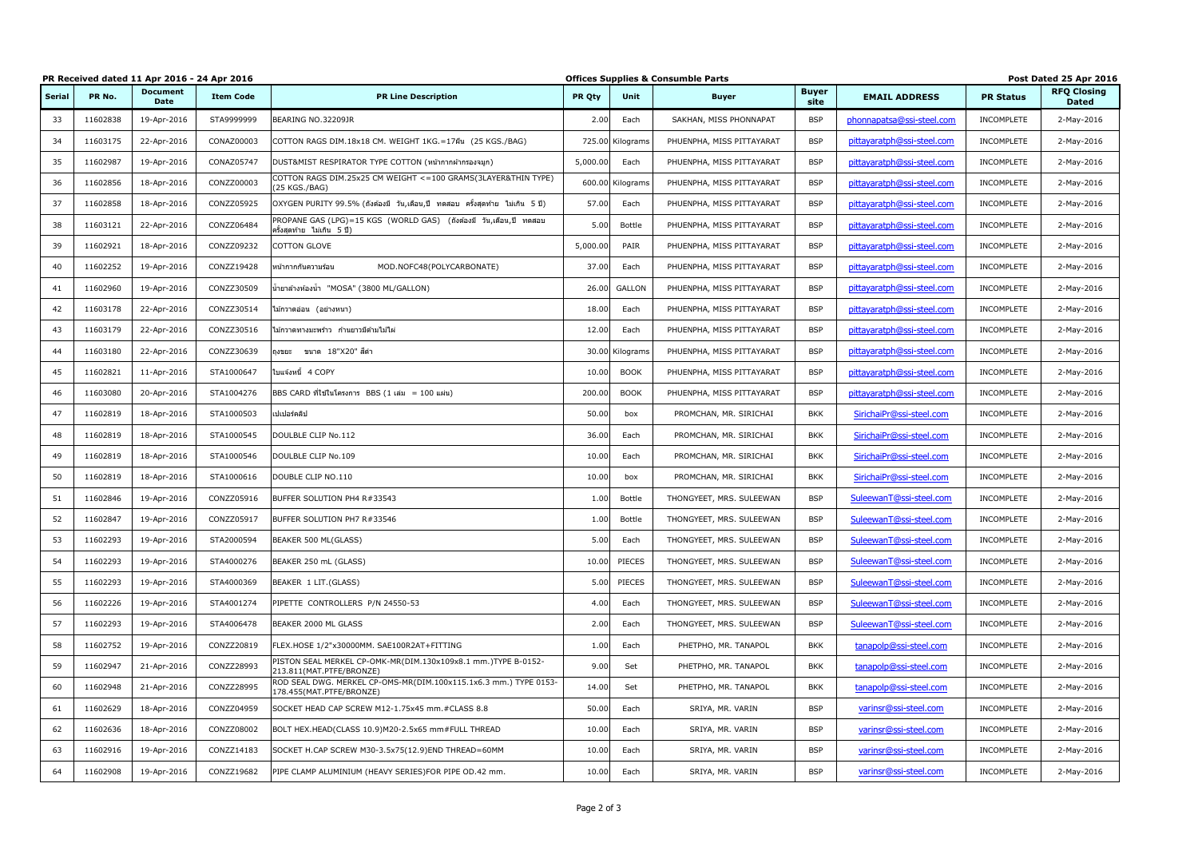**PR Received dated 11 Apr 2016 - 24 Apr 2016** **Offices Supplies & Consumble Parts** **Post Dated 25 Apr 2016**

| Serial | PR No. | Document Date | Item Code | PR Line Description | PR Qty | Unit | Buyer | Buyer site | EMAIL ADDRESS | PR Status | RFQ Closing Dated |
|---|---|---|---|---|---|---|---|---|---|---|---|
| 33 | 11602838 | 19-Apr-2016 | STA9999999 | BEARING NO.32209JR | 2.00 | Each | SAKHAN, MISS PHONNAPAT | BSP | phonnapatsa@ssi-steel.com | INCOMPLETE | 2-May-2016 |
| 34 | 11603175 | 22-Apr-2016 | CONAZ00003 | COTTON RAGS DIM.18x18 CM. WEIGHT 1KG.=17ผืน (25 KGS./BAG) | 725.00 | Kilograms | PHUENPHA, MISS PITTAYARAT | BSP | pittayaratph@ssi-steel.com | INCOMPLETE | 2-May-2016 |
| 35 | 11602987 | 19-Apr-2016 | CONAZ05747 | DUST&MIST RESPIRATOR TYPE COTTON (หน้ากากผ้ากรองจมูก) | 5,000.00 | Each | PHUENPHA, MISS PITTAYARAT | BSP | pittayaratph@ssi-steel.com | INCOMPLETE | 2-May-2016 |
| 36 | 11602856 | 18-Apr-2016 | CONZZ00003 | COTTON RAGS DIM.25x25 CM WEIGHT <=100 GRAMS(3LAYER&THIN TYPE) (25 KGS./BAG) | 600.00 | Kilograms | PHUENPHA, MISS PITTAYARAT | BSP | pittayaratph@ssi-steel.com | INCOMPLETE | 2-May-2016 |
| 37 | 11602858 | 18-Apr-2016 | CONZZ05925 | OXYGEN PURITY 99.5% (ถังต้องมี วัน,เดือน,ปี ทดสอบ ครั้งสุดท้าย ไม่เกิน 5 ปี) | 57.00 | Each | PHUENPHA, MISS PITTAYARAT | BSP | pittayaratph@ssi-steel.com | INCOMPLETE | 2-May-2016 |
| 38 | 11603121 | 22-Apr-2016 | CONZZ06484 | PROPANE GAS (LPG)=15 KGS (WORLD GAS) (ถังต้องมี วัน,เดือน,ปี ทดสอบ ครั้งสุดท้าย ไม่เกิน 5 ปี) | 5.00 | Bottle | PHUENPHA, MISS PITTAYARAT | BSP | pittayaratph@ssi-steel.com | INCOMPLETE | 2-May-2016 |
| 39 | 11602921 | 18-Apr-2016 | CONZZ09232 | COTTON GLOVE | 5,000.00 | PAIR | PHUENPHA, MISS PITTAYARAT | BSP | pittayaratph@ssi-steel.com | INCOMPLETE | 2-May-2016 |
| 40 | 11602252 | 19-Apr-2016 | CONZZ19428 | หน้ากากกันความร้อน MOD.NOFC48(POLYCARBONATE) | 37.00 | Each | PHUENPHA, MISS PITTAYARAT | BSP | pittayaratph@ssi-steel.com | INCOMPLETE | 2-May-2016 |
| 41 | 11602960 | 19-Apr-2016 | CONZZ30509 | น้ำยาล้างห้องน้ำ "MOSA" (3800 ML/GALLON) | 26.00 | GALLON | PHUENPHA, MISS PITTAYARAT | BSP | pittayaratph@ssi-steel.com | INCOMPLETE | 2-May-2016 |
| 42 | 11603178 | 22-Apr-2016 | CONZZ30514 | ไม้กวาดอ่อน (อย่างหนา) | 18.00 | Each | PHUENPHA, MISS PITTAYARAT | BSP | pittayaratph@ssi-steel.com | INCOMPLETE | 2-May-2016 |
| 43 | 11603179 | 22-Apr-2016 | CONZZ30516 | ไม้กวาดทางมะพร้าว ก้านยาวมีด้ามไม้ไผ่ | 12.00 | Each | PHUENPHA, MISS PITTAYARAT | BSP | pittayaratph@ssi-steel.com | INCOMPLETE | 2-May-2016 |
| 44 | 11603180 | 22-Apr-2016 | CONZZ30639 | ถุงขยะ ขนาด 18"X20" สีดำ | 30.00 | Kilograms | PHUENPHA, MISS PITTAYARAT | BSP | pittayaratph@ssi-steel.com | INCOMPLETE | 2-May-2016 |
| 45 | 11602821 | 11-Apr-2016 | STA1000647 | ใบแจ้งหนี้ 4 COPY | 10.00 | BOOK | PHUENPHA, MISS PITTAYARAT | BSP | pittayaratph@ssi-steel.com | INCOMPLETE | 2-May-2016 |
| 46 | 11603080 | 20-Apr-2016 | STA1004276 | BBS CARD ที่ใช้ในโครงการ BBS (1 เล่ม = 100 แผ่น) | 200.00 | BOOK | PHUENPHA, MISS PITTAYARAT | BSP | pittayaratph@ssi-steel.com | INCOMPLETE | 2-May-2016 |
| 47 | 11602819 | 18-Apr-2016 | STA1000503 | เปเปอร์คลิป | 50.00 | box | PROMCHAN, MR. SIRICHAI | BKK | SirichaiPr@ssi-steel.com | INCOMPLETE | 2-May-2016 |
| 48 | 11602819 | 18-Apr-2016 | STA1000545 | DOULBLE CLIP No.112 | 36.00 | Each | PROMCHAN, MR. SIRICHAI | BKK | SirichaiPr@ssi-steel.com | INCOMPLETE | 2-May-2016 |
| 49 | 11602819 | 18-Apr-2016 | STA1000546 | DOULBLE CLIP No.109 | 10.00 | Each | PROMCHAN, MR. SIRICHAI | BKK | SirichaiPr@ssi-steel.com | INCOMPLETE | 2-May-2016 |
| 50 | 11602819 | 18-Apr-2016 | STA1000616 | DOUBLE CLIP NO.110 | 10.00 | box | PROMCHAN, MR. SIRICHAI | BKK | SirichaiPr@ssi-steel.com | INCOMPLETE | 2-May-2016 |
| 51 | 11602846 | 19-Apr-2016 | CONZZ05916 | BUFFER SOLUTION PH4 R#33543 | 1.00 | Bottle | THONGYEET, MRS. SULEEWAN | BSP | SuleewanT@ssi-steel.com | INCOMPLETE | 2-May-2016 |
| 52 | 11602847 | 19-Apr-2016 | CONZZ05917 | BUFFER SOLUTION PH7 R#33546 | 1.00 | Bottle | THONGYEET, MRS. SULEEWAN | BSP | SuleewanT@ssi-steel.com | INCOMPLETE | 2-May-2016 |
| 53 | 11602293 | 19-Apr-2016 | STA2000594 | BEAKER 500 ML(GLASS) | 5.00 | Each | THONGYEET, MRS. SULEEWAN | BSP | SuleewanT@ssi-steel.com | INCOMPLETE | 2-May-2016 |
| 54 | 11602293 | 19-Apr-2016 | STA4000276 | BEAKER 250 mL (GLASS) | 10.00 | PIECES | THONGYEET, MRS. SULEEWAN | BSP | SuleewanT@ssi-steel.com | INCOMPLETE | 2-May-2016 |
| 55 | 11602293 | 19-Apr-2016 | STA4000369 | BEAKER 1 LIT.(GLASS) | 5.00 | PIECES | THONGYEET, MRS. SULEEWAN | BSP | SuleewanT@ssi-steel.com | INCOMPLETE | 2-May-2016 |
| 56 | 11602226 | 19-Apr-2016 | STA4001274 | PIPETTE CONTROLLERS P/N 24550-53 | 4.00 | Each | THONGYEET, MRS. SULEEWAN | BSP | SuleewanT@ssi-steel.com | INCOMPLETE | 2-May-2016 |
| 57 | 11602293 | 19-Apr-2016 | STA4006478 | BEAKER 2000 ML GLASS | 2.00 | Each | THONGYEET, MRS. SULEEWAN | BSP | SuleewanT@ssi-steel.com | INCOMPLETE | 2-May-2016 |
| 58 | 11602752 | 19-Apr-2016 | CONZZ20819 | FLEX.HOSE 1/2"x30000MM. SAE100R2AT+FITTING | 1.00 | Each | PHETPHO, MR. TANAPOL | BKK | tanapolp@ssi-steel.com | INCOMPLETE | 2-May-2016 |
| 59 | 11602947 | 21-Apr-2016 | CONZZ28993 | PISTON SEAL MERKEL CP-OMK-MR(DIM.130x109x8.1 mm.)TYPE B-0152-213.811(MAT.PTFE/BRONZE) | 9.00 | Set | PHETPHO, MR. TANAPOL | BKK | tanapolp@ssi-steel.com | INCOMPLETE | 2-May-2016 |
| 60 | 11602948 | 21-Apr-2016 | CONZZ28995 | ROD SEAL DWG. MERKEL CP-OMS-MR(DIM.100x115.1x6.3 mm.) TYPE 0153-178.455(MAT.PTFE/BRONZE) | 14.00 | Set | PHETPHO, MR. TANAPOL | BKK | tanapolp@ssi-steel.com | INCOMPLETE | 2-May-2016 |
| 61 | 11602629 | 18-Apr-2016 | CONZZ04959 | SOCKET HEAD CAP SCREW M12-1.75x45 mm.#CLASS 8.8 | 50.00 | Each | SRIYA, MR. VARIN | BSP | varinsr@ssi-steel.com | INCOMPLETE | 2-May-2016 |
| 62 | 11602636 | 18-Apr-2016 | CONZZ08002 | BOLT HEX.HEAD(CLASS 10.9)M20-2.5x65 mm#FULL THREAD | 10.00 | Each | SRIYA, MR. VARIN | BSP | varinsr@ssi-steel.com | INCOMPLETE | 2-May-2016 |
| 63 | 11602916 | 19-Apr-2016 | CONZZ14183 | SOCKET H.CAP SCREW M30-3.5x75(12.9)END THREAD=60MM | 10.00 | Each | SRIYA, MR. VARIN | BSP | varinsr@ssi-steel.com | INCOMPLETE | 2-May-2016 |
| 64 | 11602908 | 19-Apr-2016 | CONZZ19682 | PIPE CLAMP ALUMINIUM (HEAVY SERIES)FOR PIPE OD.42 mm. | 10.00 | Each | SRIYA, MR. VARIN | BSP | varinsr@ssi-steel.com | INCOMPLETE | 2-May-2016 |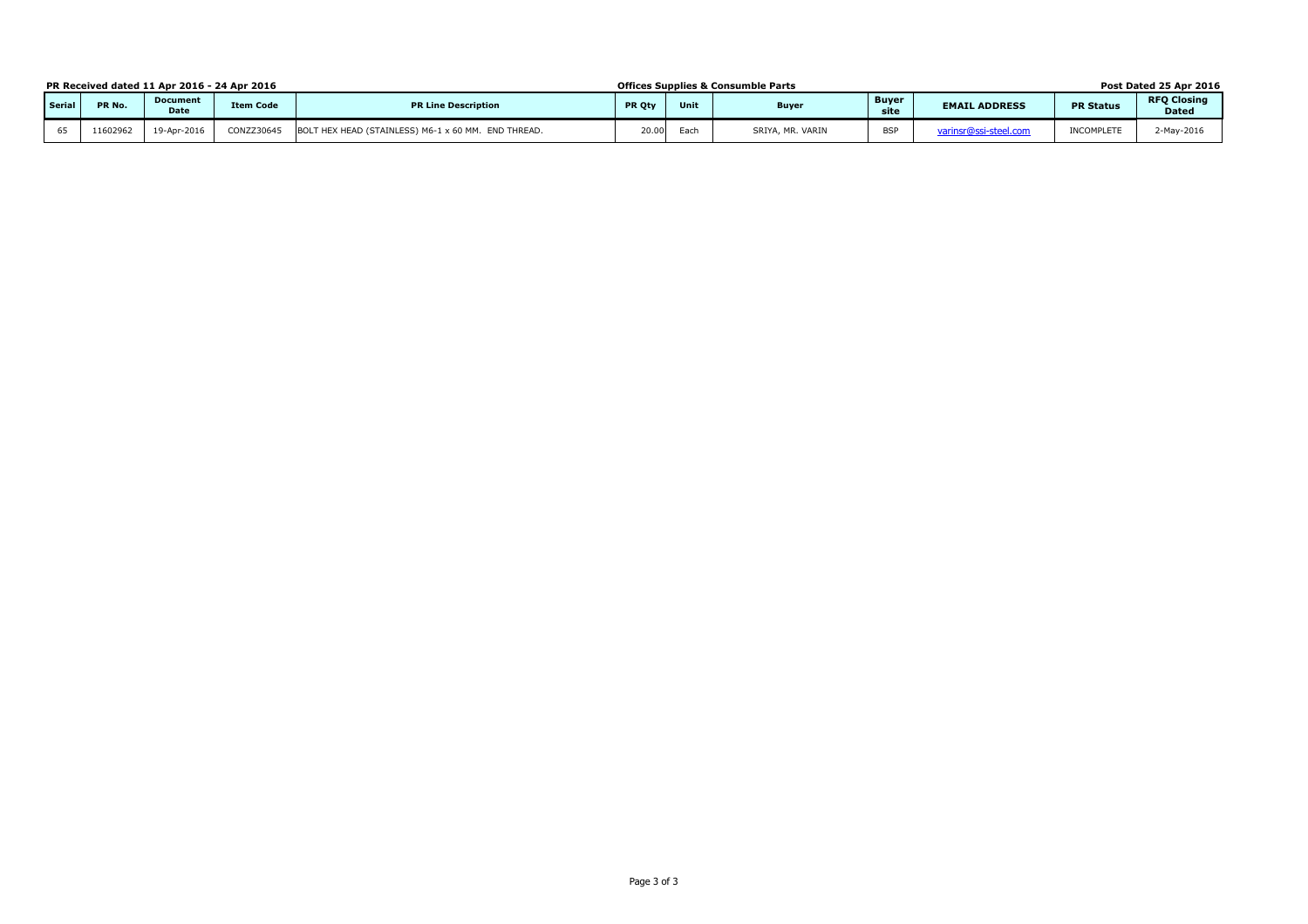**PR Received dated 11 Apr 2016 - 24 Apr 2016** **Offices Supplies & Consumble Parts** **Post Dated 25 Apr 2016**

| Serial | PR No. | Document Date | Item Code | PR Line Description | PR Qty | Unit | Buyer | Buyer site | EMAIL ADDRESS | PR Status | RFQ Closing Dated |
|---|---|---|---|---|---|---|---|---|---|---|---|
| 65 | 11602962 | 19-Apr-2016 | CONZZ30645 | BOLT HEX HEAD (STAINLESS) M6-1 x 60 MM. END THREAD. | 20.00 | Each | SRIYA, MR. VARIN | BSP | varinsr@ssi-steel.com | INCOMPLETE | 2-May-2016 |